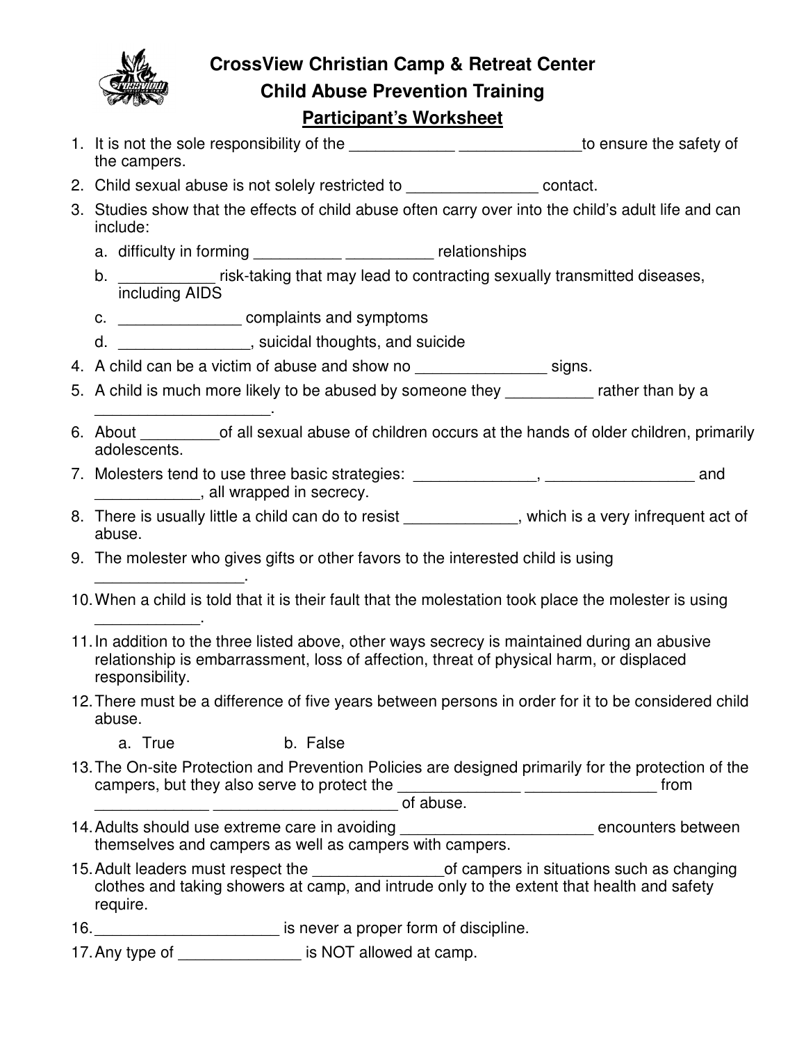# CrossView Christian Camp & Retreat Center

## Child Abuse Prevention Training

### Participant's Worksheet

1. It is not the sole responsibility of the ____________ ______________to ensure the safety of the campers.
2. Child sexual abuse is not solely restricted to _______________ contact.
3. Studies show that the effects of child abuse often carry over into the child's adult life and can include:
   a. difficulty in forming __________ __________ relationships
   b. ___________ risk-taking that may lead to contracting sexually transmitted diseases, including AIDS
   c. ______________ complaints and symptoms
   d. _______________, suicidal thoughts, and suicide
4. A child can be a victim of abuse and show no _______________ signs.
5. A child is much more likely to be abused by someone they __________ rather than by a ____________________.
6. About _________of all sexual abuse of children occurs at the hands of older children, primarily adolescents.
7. Molesters tend to use three basic strategies: ______________, _________________ and ____________, all wrapped in secrecy.
8. There is usually little a child can do to resist _____________, which is a very infrequent act of abuse.
9. The molester who gives gifts or other favors to the interested child is using _________________.
10. When a child is told that it is their fault that the molestation took place the molester is using ____________.
11. In addition to the three listed above, other ways secrecy is maintained during an abusive relationship is embarrassment, loss of affection, threat of physical harm, or displaced responsibility.
12. There must be a difference of five years between persons in order for it to be considered child abuse.
    a. True b. False
13. The On-site Protection and Prevention Policies are designed primarily for the protection of the campers, but they also serve to protect the ______________ _______________ from _____________ _____________________ of abuse.
14. Adults should use extreme care in avoiding ______________________ encounters between themselves and campers as well as campers with campers.
15. Adult leaders must respect the _______________of campers in situations such as changing clothes and taking showers at camp, and intrude only to the extent that health and safety require.
16. _____________________ is never a proper form of discipline.
17. Any type of ______________ is NOT allowed at camp.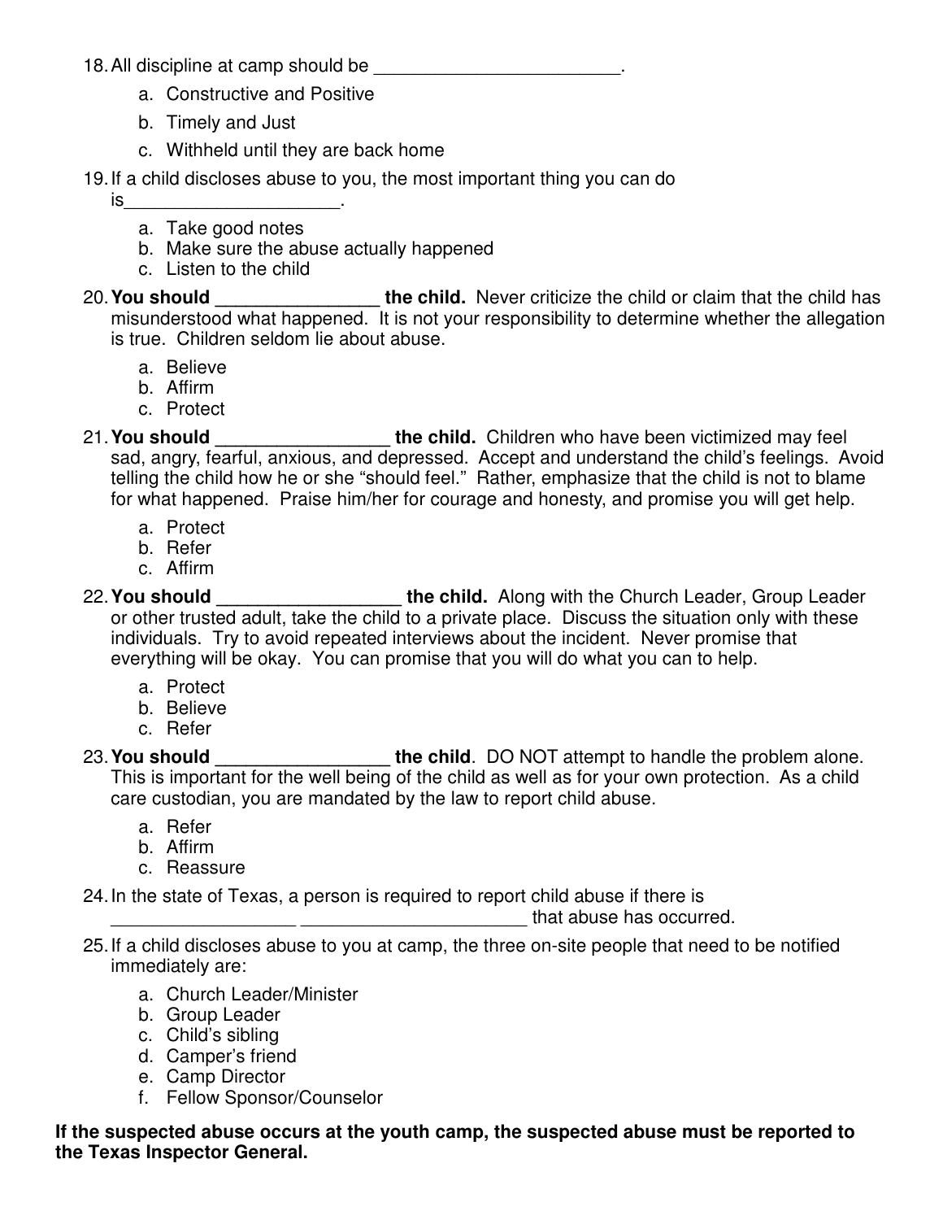18. All discipline at camp should be ________________________.
    a. Constructive and Positive
    b. Timely and Just
    c. Withheld until they are back home
19. If a child discloses abuse to you, the most important thing you can do is_____________________.
    a. Take good notes
    b. Make sure the abuse actually happened
    c. Listen to the child
20. **You should ________________ the child.** Never criticize the child or claim that the child has misunderstood what happened. It is not your responsibility to determine whether the allegation is true. Children seldom lie about abuse.
    a. Believe
    b. Affirm
    c. Protect
21. **You should _________________ the child.** Children who have been victimized may feel sad, angry, fearful, anxious, and depressed. Accept and understand the child's feelings. Avoid telling the child how he or she "should feel." Rather, emphasize that the child is not to blame for what happened. Praise him/her for courage and honesty, and promise you will get help.
    a. Protect
    b. Refer
    c. Affirm
22. **You should __________________ the child.** Along with the Church Leader, Group Leader or other trusted adult, take the child to a private place. Discuss the situation only with these individuals. Try to avoid repeated interviews about the incident. Never promise that everything will be okay. You can promise that you will do what you can to help.
    a. Protect
    b. Believe
    c. Refer
23. **You should _________________ the child**. DO NOT attempt to handle the problem alone. This is important for the well being of the child as well as for your own protection. As a child care custodian, you are mandated by the law to report child abuse.
    a. Refer
    b. Affirm
    c. Reassure
24. In the state of Texas, a person is required to report child abuse if there is __________________ ______________________ that abuse has occurred.
25. If a child discloses abuse to you at camp, the three on-site people that need to be notified immediately are:
    a. Church Leader/Minister
    b. Group Leader
    c. Child's sibling
    d. Camper's friend
    e. Camp Director
    f. Fellow Sponsor/Counselor

**If the suspected abuse occurs at the youth camp, the suspected abuse must be reported to the Texas Inspector General.**